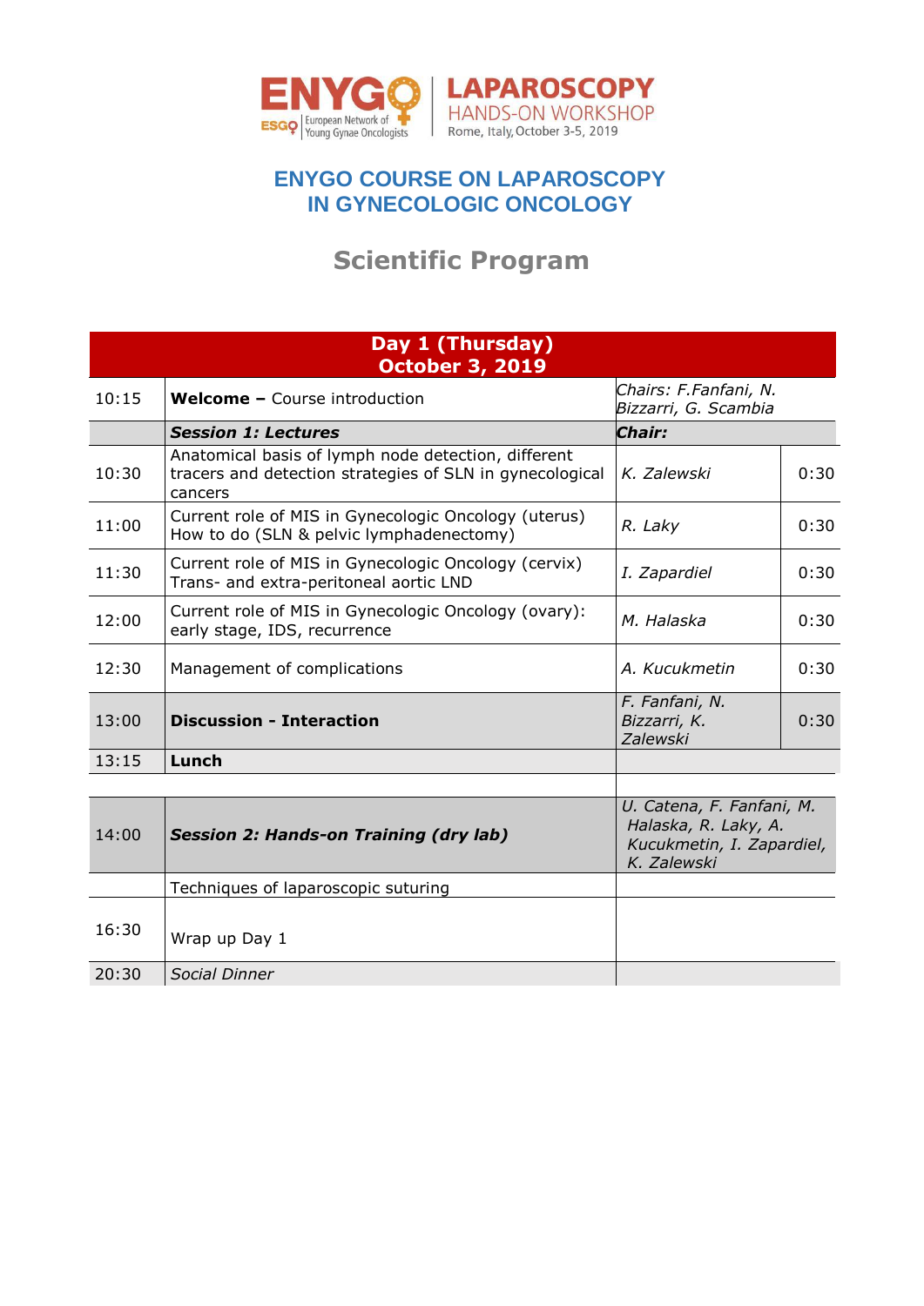**ENYGO** European Network of Young Gynae Oncologists | **LAPAROSCOPY** HANDS-ON WORKSHOP Rome, Italy, October 3-5, 2019

# ENYGO COURSE ON LAPAROSCOPY IN GYNECOLOGIC ONCOLOGY

## Scientific Program

| **Day 1 (Thursday) October 3, 2019** | | | |
|---|---|---|---|
| 10:15 | **Welcome –** Course introduction | *Chairs: F.Fanfani, N. Bizzarri, G. Scambia* | |
| | ***Session 1: Lectures*** | ***Chair:*** | |
| 10:30 | Anatomical basis of lymph node detection, different tracers and detection strategies of SLN in gynecological cancers | *K. Zalewski* | 0:30 |
| 11:00 | Current role of MIS in Gynecologic Oncology (uterus) How to do (SLN & pelvic lymphadenectomy) | *R. Laky* | 0:30 |
| 11:30 | Current role of MIS in Gynecologic Oncology (cervix) Trans- and extra-peritoneal aortic LND | *I. Zapardiel* | 0:30 |
| 12:00 | Current role of MIS in Gynecologic Oncology (ovary): early stage, IDS, recurrence | *M. Halaska* | 0:30 |
| 12:30 | Management of complications | *A. Kucukmetin* | 0:30 |
| 13:00 | **Discussion - Interaction** | *F. Fanfani, N. Bizzarri, K. Zalewski* | 0:30 |
| 13:15 | **Lunch** | | |
| | | | |
| 14:00 | ***Session 2: Hands-on Training (dry lab)*** | *U. Catena, F. Fanfani, M. Halaska, R. Laky, A. Kucukmetin, I. Zapardiel, K. Zalewski* | |
| | Techniques of laparoscopic suturing | | |
| 16:30 | Wrap up Day 1 | | |
| 20:30 | *Social Dinner* | | |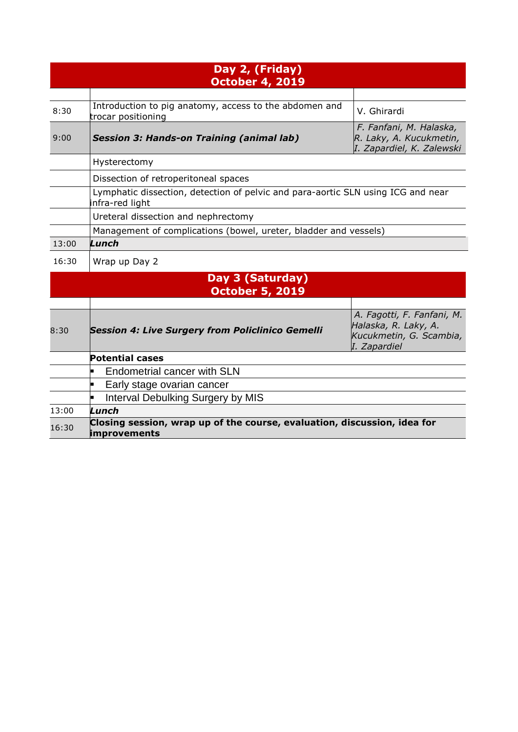| Day 2, (Friday) October 4, 2019 | | |
|---|---|---|
| | | |
| 8:30 | Introduction to pig anatomy, access to the abdomen and trocar positioning | V. Ghirardi |
| 9:00 | ***Session 3: Hands-on Training (animal lab)*** | *F. Fanfani, M. Halaska, R. Laky, A. Kucukmetin, I. Zapardiel, K. Zalewski* |
| | Hysterectomy | |
| | Dissection of retroperitoneal spaces | |
| | Lymphatic dissection, detection of pelvic and para-aortic SLN using ICG and near infra-red light | |
| | Ureteral dissection and nephrectomy | |
| | Management of complications (bowel, ureter, bladder and vessels) | |
| 13:00 | ***Lunch*** | |
| 16:30 | Wrap up Day 2 | |

| Day 3 (Saturday) October 5, 2019 | | |
|---|---|---|
| | | |
| 8:30 | ***Session 4: Live Surgery from Policlinico Gemelli*** | *A. Fagotti, F. Fanfani, M. Halaska, R. Laky, A. Kucukmetin, G. Scambia, I. Zapardiel* |
| | **Potential cases** | |
| | ▪ Endometrial cancer with SLN | |
| | ▪ Early stage ovarian cancer | |
| | ▪ Interval Debulking Surgery by MIS | |
| 13:00 | ***Lunch*** | |
| 16:30 | **Closing session, wrap up of the course, evaluation, discussion, idea for improvements** | |